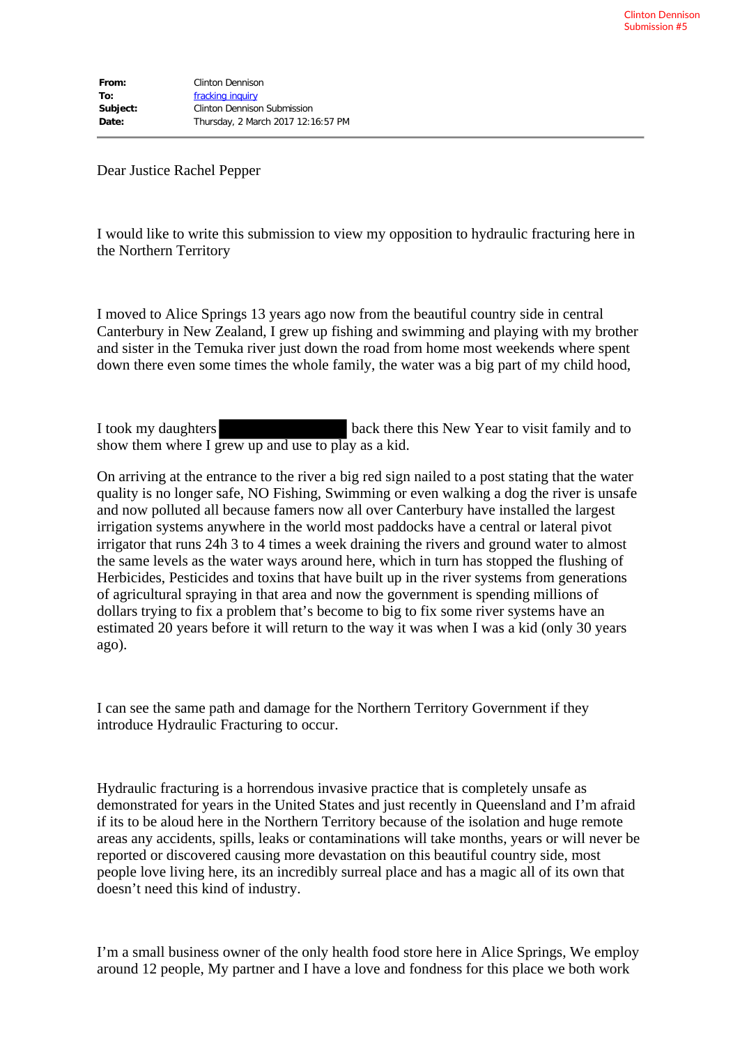Clinton Dennison
Submission #5

**From:** Clinton Dennison
**To:** fracking inquiry
**Subject:** Clinton Dennison Submission
**Date:** Thursday, 2 March 2017 12:16:57 PM

---

Dear Justice Rachel Pepper

I would like to write this submission to view my opposition to hydraulic fracturing here in the Northern Territory

I moved to Alice Springs 13 years ago now from the beautiful country side in central Canterbury in New Zealand, I grew up fishing and swimming and playing with my brother and sister in the Temuka river just down the road from home most weekends where spent down there even some times the whole family, the water was a big part of my child hood,

I took my daughters [redacted] back there this New Year to visit family and to show them where I grew up and use to play as a kid.

On arriving at the entrance to the river a big red sign nailed to a post stating that the water quality is no longer safe, NO Fishing, Swimming or even walking a dog the river is unsafe and now polluted all because famers now all over Canterbury have installed the largest irrigation systems anywhere in the world most paddocks have a central or lateral pivot irrigator that runs 24h 3 to 4 times a week draining the rivers and ground water to almost the same levels as the water ways around here, which in turn has stopped the flushing of Herbicides, Pesticides and toxins that have built up in the river systems from generations of agricultural spraying in that area and now the government is spending millions of dollars trying to fix a problem that's become to big to fix some river systems have an estimated 20 years before it will return to the way it was when I was a kid (only 30 years ago).

I can see the same path and damage for the Northern Territory Government if they introduce Hydraulic Fracturing to occur.

Hydraulic fracturing is a horrendous invasive practice that is completely unsafe as demonstrated for years in the United States and just recently in Queensland and I'm afraid if its to be aloud here in the Northern Territory because of the isolation and huge remote areas any accidents, spills, leaks or contaminations will take months, years or will never be reported or discovered causing more devastation on this beautiful country side, most people love living here, its an incredibly surreal place and has a magic all of its own that doesn't need this kind of industry.

I'm a small business owner of the only health food store here in Alice Springs, We employ around 12 people, My partner and I have a love and fondness for this place we both work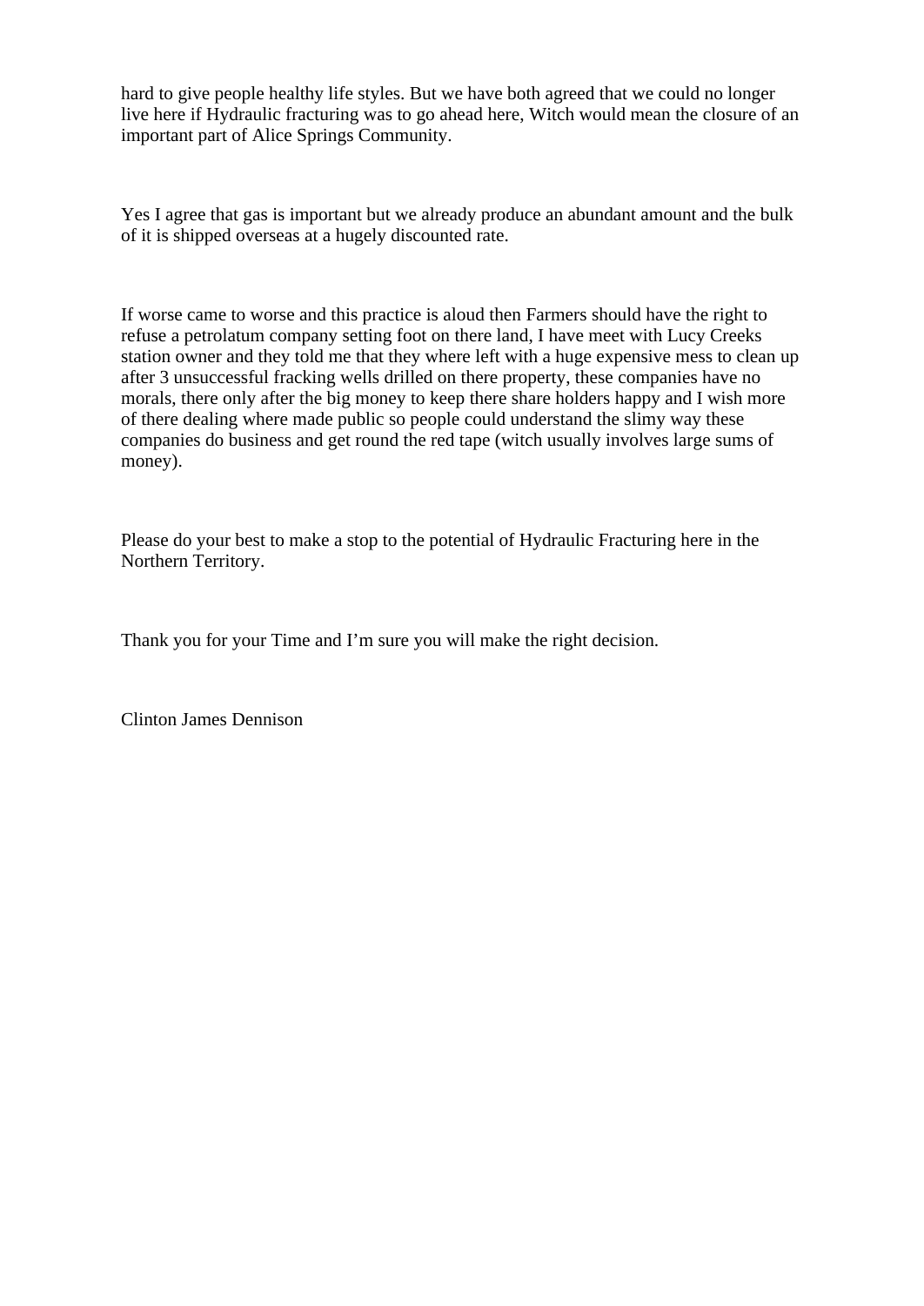hard to give people healthy life styles. But we have both agreed that we could no longer live here if Hydraulic fracturing was to go ahead here, Witch would mean the closure of an important part of Alice Springs Community.

Yes I agree that gas is important but we already produce an abundant amount and the bulk of it is shipped overseas at a hugely discounted rate.

If worse came to worse and this practice is aloud then Farmers should have the right to refuse a petrolatum company setting foot on there land, I have meet with Lucy Creeks station owner and they told me that they where left with a huge expensive mess to clean up after 3 unsuccessful fracking wells drilled on there property, these companies have no morals, there only after the big money to keep there share holders happy and I wish more of there dealing where made public so people could understand the slimy way these companies do business and get round the red tape (witch usually involves large sums of money).

Please do your best to make a stop to the potential of Hydraulic Fracturing here in the Northern Territory.

Thank you for your Time and I'm sure you will make the right decision.

Clinton James Dennison